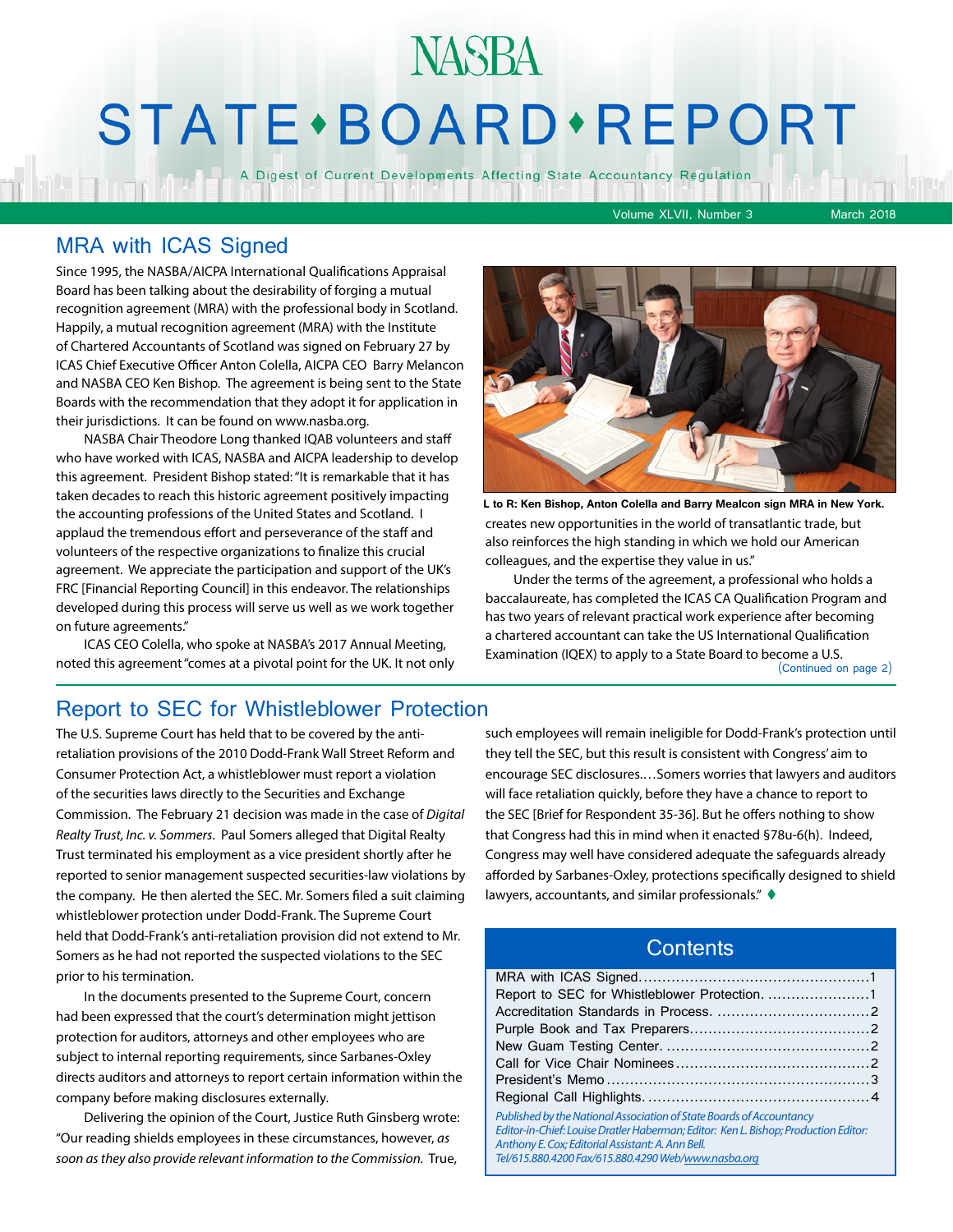# NASBA STATE • BOARD • REPORT

A Digest of Current Developments Affecting State Accountancy Regulation

Volume XLVII, Number 3 March 2018

## MRA with ICAS Signed

Since 1995, the NASBA/AICPA International Qualifications Appraisal Board has been talking about the desirability of forging a mutual recognition agreement (MRA) with the professional body in Scotland. Happily, a mutual recognition agreement (MRA) with the Institute of Chartered Accountants of Scotland was signed on February 27 by ICAS Chief Executive Officer Anton Colella, AICPA CEO Barry Melancon and NASBA CEO Ken Bishop. The agreement is being sent to the State Boards with the recommendation that they adopt it for application in their jurisdictions. It can be found on www.nasba.org.

NASBA Chair Theodore Long thanked IQAB volunteers and staff who have worked with ICAS, NASBA and AICPA leadership to develop this agreement. President Bishop stated: "It is remarkable that it has taken decades to reach this historic agreement positively impacting the accounting professions of the United States and Scotland. I applaud the tremendous effort and perseverance of the staff and volunteers of the respective organizations to finalize this crucial agreement. We appreciate the participation and support of the UK's FRC [Financial Reporting Council] in this endeavor. The relationships developed during this process will serve us well as we work together on future agreements."

ICAS CEO Colella, who spoke at NASBA's 2017 Annual Meeting, noted this agreement "comes at a pivotal point for the UK. It not only creates new opportunities in the world of transatlantic trade, but also reinforces the high standing in which we hold our American colleagues, and the expertise they value in us."

**L to R: Ken Bishop, Anton Colella and Barry Mealcon sign MRA in New York.**

Under the terms of the agreement, a professional who holds a baccalaureate, has completed the ICAS CA Qualification Program and has two years of relevant practical work experience after becoming a chartered accountant can take the US International Qualification Examination (IQEX) to apply to a State Board to become a U.S.

(Continued on page 2)

## Report to SEC for Whistleblower Protection

The U.S. Supreme Court has held that to be covered by the anti-retaliation provisions of the 2010 Dodd-Frank Wall Street Reform and Consumer Protection Act, a whistleblower must report a violation of the securities laws directly to the Securities and Exchange Commission. The February 21 decision was made in the case of *Digital Realty Trust, Inc. v. Sommers*. Paul Somers alleged that Digital Realty Trust terminated his employment as a vice president shortly after he reported to senior management suspected securities-law violations by the company. He then alerted the SEC. Mr. Somers filed a suit claiming whistleblower protection under Dodd-Frank. The Supreme Court held that Dodd-Frank's anti-retaliation provision did not extend to Mr. Somers as he had not reported the suspected violations to the SEC prior to his termination.

In the documents presented to the Supreme Court, concern had been expressed that the court's determination might jettison protection for auditors, attorneys and other employees who are subject to internal reporting requirements, since Sarbanes-Oxley directs auditors and attorneys to report certain information within the company before making disclosures externally.

Delivering the opinion of the Court, Justice Ruth Ginsberg wrote: "Our reading shields employees in these circumstances, however, *as soon as they also provide relevant information to the Commission.* True, such employees will remain ineligible for Dodd-Frank's protection until they tell the SEC, but this result is consistent with Congress' aim to encourage SEC disclosures.…Somers worries that lawyers and auditors will face retaliation quickly, before they have a chance to report to the SEC [Brief for Respondent 35-36]. But he offers nothing to show that Congress had this in mind when it enacted §78u-6(h). Indeed, Congress may well have considered adequate the safeguards already afforded by Sarbanes-Oxley, protections specifically designed to shield lawyers, accountants, and similar professionals." ♦

## Contents

| | |
|---|---|
| MRA with ICAS Signed | 1 |
| Report to SEC for Whistleblower Protection | 1 |
| Accreditation Standards in Process | 2 |
| Purple Book and Tax Preparers | 2 |
| New Guam Testing Center | 2 |
| Call for Vice Chair Nominees | 2 |
| President's Memo | 3 |
| Regional Call Highlights | 4 |

*Published by the National Association of State Boards of Accountancy*
*Editor-in-Chief: Louise Dratler Haberman; Editor: Ken L. Bishop; Production Editor: Anthony E. Cox; Editorial Assistant: A. Ann Bell.*
*Tel/615.880.4200 Fax/615.880.4290 Web/www.nasba.org*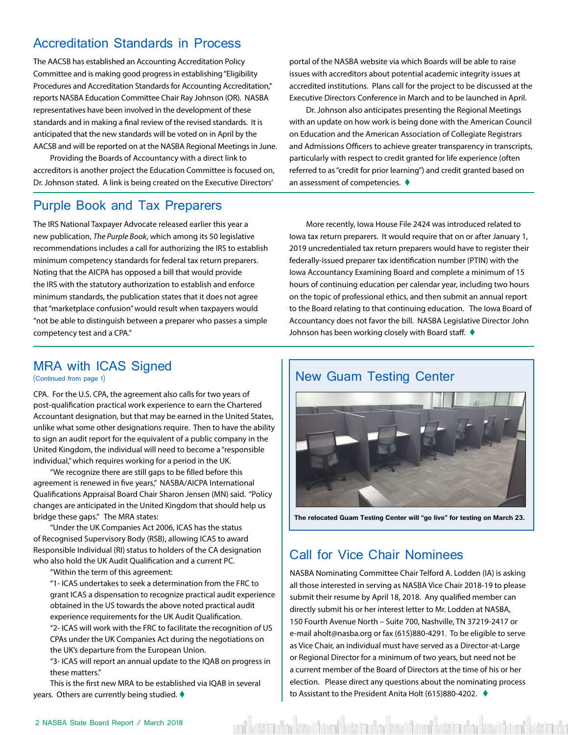## Accreditation Standards in Process

The AACSB has established an Accounting Accreditation Policy Committee and is making good progress in establishing "Eligibility Procedures and Accreditation Standards for Accounting Accreditation," reports NASBA Education Committee Chair Ray Johnson (OR). NASBA representatives have been involved in the development of these standards and in making a final review of the revised standards. It is anticipated that the new standards will be voted on in April by the AACSB and will be reported on at the NASBA Regional Meetings in June.

Providing the Boards of Accountancy with a direct link to accreditors is another project the Education Committee is focused on, Dr. Johnson stated. A link is being created on the Executive Directors' portal of the NASBA website via which Boards will be able to raise issues with accreditors about potential academic integrity issues at accredited institutions. Plans call for the project to be discussed at the Executive Directors Conference in March and to be launched in April.

Dr. Johnson also anticipates presenting the Regional Meetings with an update on how work is being done with the American Council on Education and the American Association of Collegiate Registrars and Admissions Officers to achieve greater transparency in transcripts, particularly with respect to credit granted for life experience (often referred to as "credit for prior learning") and credit granted based on an assessment of competencies. ♦

## Purple Book and Tax Preparers

The IRS National Taxpayer Advocate released earlier this year a new publication, *The Purple Book*, which among its 50 legislative recommendations includes a call for authorizing the IRS to establish minimum competency standards for federal tax return preparers. Noting that the AICPA has opposed a bill that would provide the IRS with the statutory authorization to establish and enforce minimum standards, the publication states that it does not agree that "marketplace confusion" would result when taxpayers would "not be able to distinguish between a preparer who passes a simple competency test and a CPA."

More recently, Iowa House File 2424 was introduced related to Iowa tax return preparers. It would require that on or after January 1, 2019 uncredentialed tax return preparers would have to register their federally-issued preparer tax identification number (PTIN) with the Iowa Accountancy Examining Board and complete a minimum of 15 hours of continuing education per calendar year, including two hours on the topic of professional ethics, and then submit an annual report to the Board relating to that continuing education. The Iowa Board of Accountancy does not favor the bill. NASBA Legislative Director John Johnson has been working closely with Board staff. ♦

## MRA with ICAS Signed

(Continued from page 1)

CPA. For the U.S. CPA, the agreement also calls for two years of post-qualification practical work experience to earn the Chartered Accountant designation, but that may be earned in the United States, unlike what some other designations require. Then to have the ability to sign an audit report for the equivalent of a public company in the United Kingdom, the individual will need to become a "responsible individual," which requires working for a period in the UK.

"We recognize there are still gaps to be filled before this agreement is renewed in five years," NASBA/AICPA International Qualifications Appraisal Board Chair Sharon Jensen (MN) said. "Policy changes are anticipated in the United Kingdom that should help us bridge these gaps." The MRA states:

"Under the UK Companies Act 2006, ICAS has the status of Recognised Supervisory Body (RSB), allowing ICAS to award Responsible Individual (RI) status to holders of the CA designation who also hold the UK Audit Qualification and a current PC.

"Within the term of this agreement:

"1- ICAS undertakes to seek a determination from the FRC to grant ICAS a dispensation to recognize practical audit experience obtained in the US towards the above noted practical audit experience requirements for the UK Audit Qualification.

"2- ICAS will work with the FRC to facilitate the recognition of US CPAs under the UK Companies Act during the negotiations on the UK's departure from the European Union.

"3- ICAS will report an annual update to the IQAB on progress in these matters."

This is the first new MRA to be established via IQAB in several years. Others are currently being studied. ♦

## New Guam Testing Center

**The relocated Guam Testing Center will "go live" for testing on March 23.**

## Call for Vice Chair Nominees

NASBA Nominating Committee Chair Telford A. Lodden (IA) is asking all those interested in serving as NASBA Vice Chair 2018-19 to please submit their resume by April 18, 2018. Any qualified member can directly submit his or her interest letter to Mr. Lodden at NASBA, 150 Fourth Avenue North – Suite 700, Nashville, TN 37219-2417 or e-mail aholt@nasba.org or fax (615)880-4291. To be eligible to serve as Vice Chair, an individual must have served as a Director-at-Large or Regional Director for a minimum of two years, but need not be a current member of the Board of Directors at the time of his or her election. Please direct any questions about the nominating process to Assistant to the President Anita Holt (615)880-4202. ♦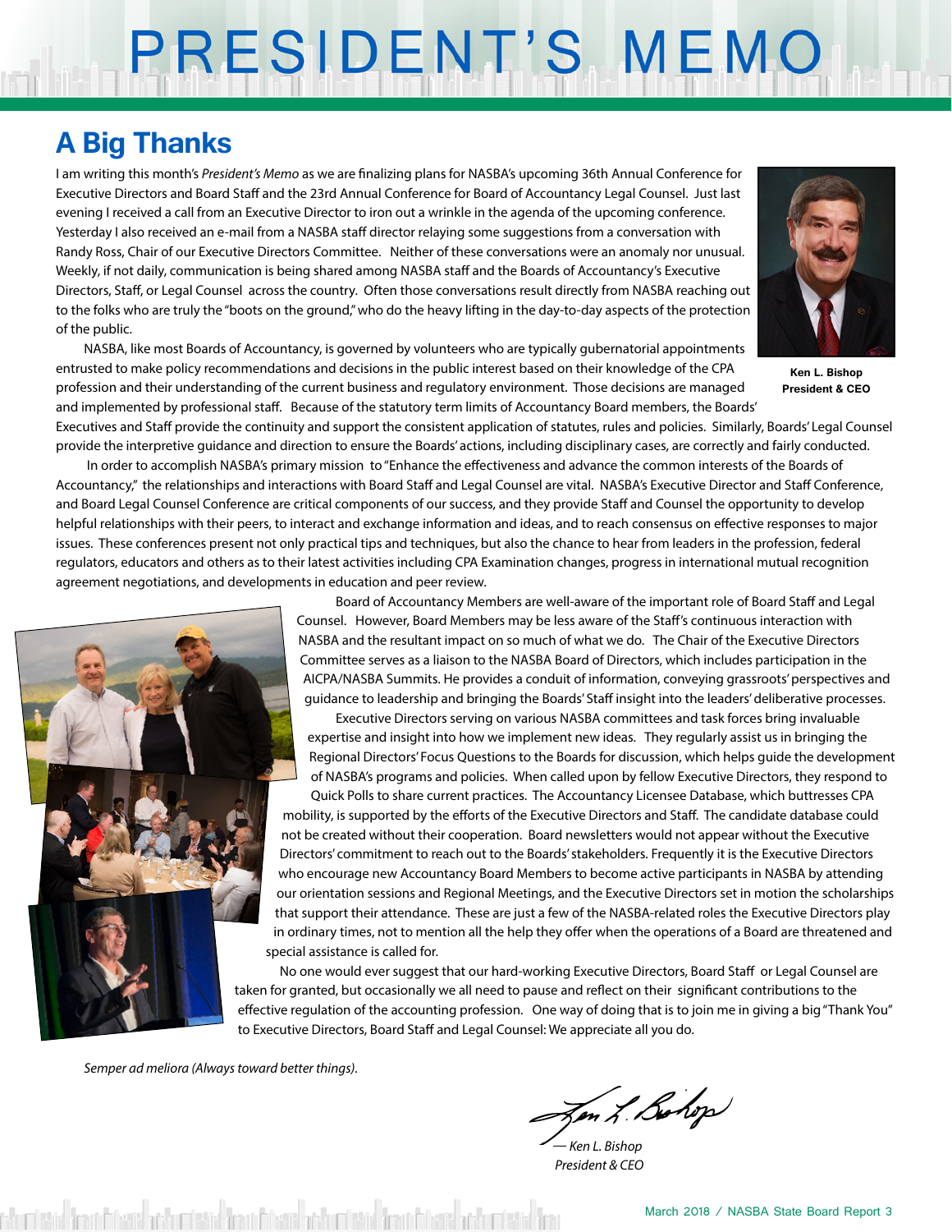# PRESIDENT'S MEMO

## A Big Thanks

I am writing this month's *President's Memo* as we are finalizing plans for NASBA's upcoming 36th Annual Conference for Executive Directors and Board Staff and the 23rd Annual Conference for Board of Accountancy Legal Counsel. Just last evening I received a call from an Executive Director to iron out a wrinkle in the agenda of the upcoming conference. Yesterday I also received an e-mail from a NASBA staff director relaying some suggestions from a conversation with Randy Ross, Chair of our Executive Directors Committee. Neither of these conversations were an anomaly nor unusual. Weekly, if not daily, communication is being shared among NASBA staff and the Boards of Accountancy's Executive Directors, Staff, or Legal Counsel across the country. Often those conversations result directly from NASBA reaching out to the folks who are truly the "boots on the ground," who do the heavy lifting in the day-to-day aspects of the protection of the public.

**Ken L. Bishop**
**President & CEO**

NASBA, like most Boards of Accountancy, is governed by volunteers who are typically gubernatorial appointments entrusted to make policy recommendations and decisions in the public interest based on their knowledge of the CPA profession and their understanding of the current business and regulatory environment. Those decisions are managed and implemented by professional staff. Because of the statutory term limits of Accountancy Board members, the Boards' Executives and Staff provide the continuity and support the consistent application of statutes, rules and policies. Similarly, Boards' Legal Counsel provide the interpretive guidance and direction to ensure the Boards' actions, including disciplinary cases, are correctly and fairly conducted.

In order to accomplish NASBA's primary mission to "Enhance the effectiveness and advance the common interests of the Boards of Accountancy," the relationships and interactions with Board Staff and Legal Counsel are vital. NASBA's Executive Director and Staff Conference, and Board Legal Counsel Conference are critical components of our success, and they provide Staff and Counsel the opportunity to develop helpful relationships with their peers, to interact and exchange information and ideas, and to reach consensus on effective responses to major issues. These conferences present not only practical tips and techniques, but also the chance to hear from leaders in the profession, federal regulators, educators and others as to their latest activities including CPA Examination changes, progress in international mutual recognition agreement negotiations, and developments in education and peer review.

Board of Accountancy Members are well-aware of the important role of Board Staff and Legal Counsel. However, Board Members may be less aware of the Staff's continuous interaction with NASBA and the resultant impact on so much of what we do. The Chair of the Executive Directors Committee serves as a liaison to the NASBA Board of Directors, which includes participation in the AICPA/NASBA Summits. He provides a conduit of information, conveying grassroots' perspectives and guidance to leadership and bringing the Boards' Staff insight into the leaders' deliberative processes.

Executive Directors serving on various NASBA committees and task forces bring invaluable expertise and insight into how we implement new ideas. They regularly assist us in bringing the Regional Directors' Focus Questions to the Boards for discussion, which helps guide the development of NASBA's programs and policies. When called upon by fellow Executive Directors, they respond to Quick Polls to share current practices. The Accountancy Licensee Database, which buttresses CPA mobility, is supported by the efforts of the Executive Directors and Staff. The candidate database could not be created without their cooperation. Board newsletters would not appear without the Executive Directors' commitment to reach out to the Boards' stakeholders. Frequently it is the Executive Directors who encourage new Accountancy Board Members to become active participants in NASBA by attending our orientation sessions and Regional Meetings, and the Executive Directors set in motion the scholarships that support their attendance. These are just a few of the NASBA-related roles the Executive Directors play in ordinary times, not to mention all the help they offer when the operations of a Board are threatened and special assistance is called for.

No one would ever suggest that our hard-working Executive Directors, Board Staff or Legal Counsel are taken for granted, but occasionally we all need to pause and reflect on their significant contributions to the effective regulation of the accounting profession. One way of doing that is to join me in giving a big "Thank You" to Executive Directors, Board Staff and Legal Counsel: We appreciate all you do.

*Semper ad meliora (Always toward better things).*

*— Ken L. Bishop*
*President & CEO*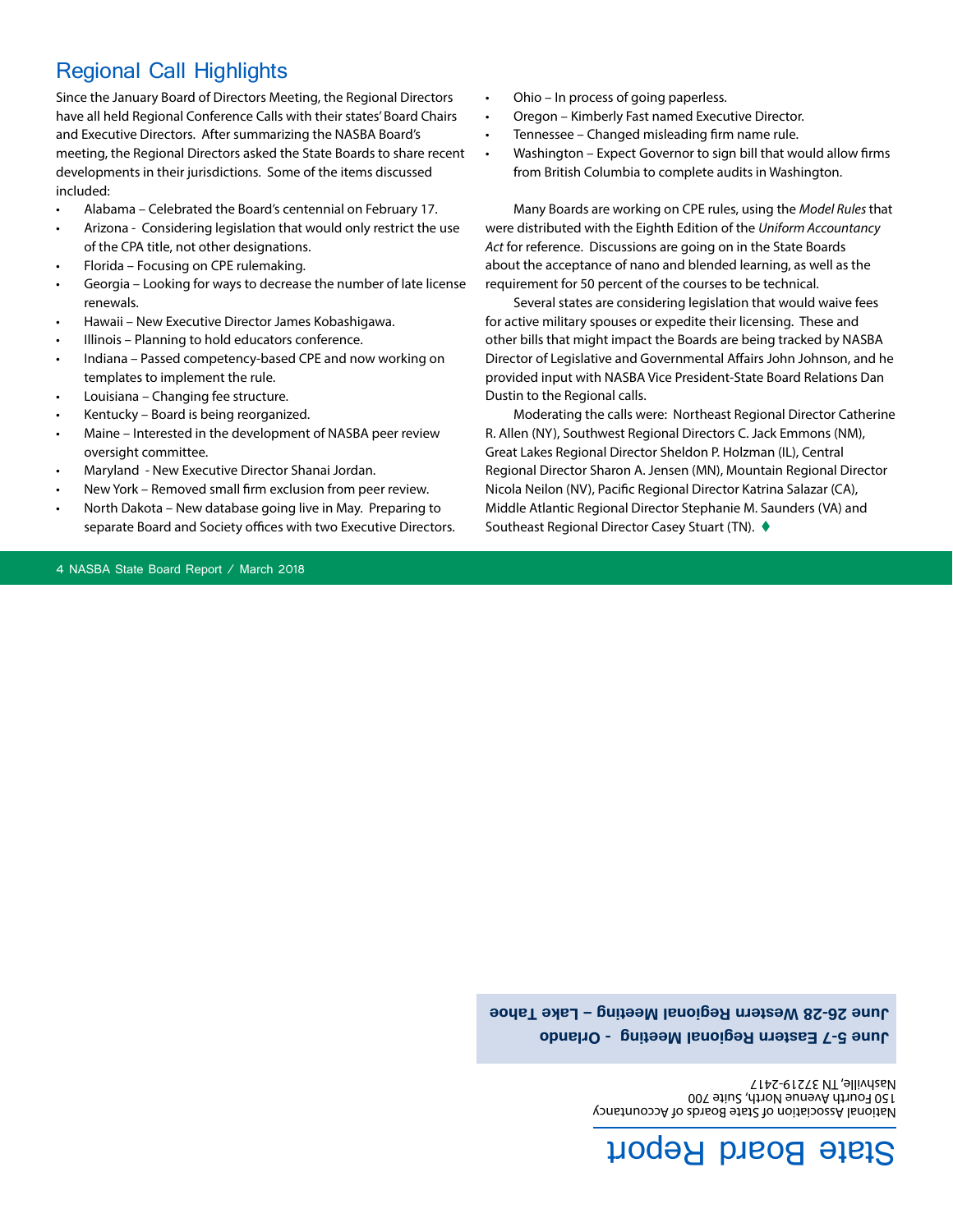## Regional Call Highlights

Since the January Board of Directors Meeting, the Regional Directors have all held Regional Conference Calls with their states' Board Chairs and Executive Directors. After summarizing the NASBA Board's meeting, the Regional Directors asked the State Boards to share recent developments in their jurisdictions. Some of the items discussed included:

- Alabama – Celebrated the Board's centennial on February 17.
- Arizona - Considering legislation that would only restrict the use of the CPA title, not other designations.
- Florida – Focusing on CPE rulemaking.
- Georgia – Looking for ways to decrease the number of late license renewals.
- Hawaii – New Executive Director James Kobashigawa.
- Illinois – Planning to hold educators conference.
- Indiana – Passed competency-based CPE and now working on templates to implement the rule.
- Louisiana – Changing fee structure.
- Kentucky – Board is being reorganized.
- Maine – Interested in the development of NASBA peer review oversight committee.
- Maryland - New Executive Director Shanai Jordan.
- New York – Removed small firm exclusion from peer review.
- North Dakota – New database going live in May. Preparing to separate Board and Society offices with two Executive Directors.
- Ohio – In process of going paperless.
- Oregon – Kimberly Fast named Executive Director.
- Tennessee – Changed misleading firm name rule.
- Washington – Expect Governor to sign bill that would allow firms from British Columbia to complete audits in Washington.

Many Boards are working on CPE rules, using the *Model Rules* that were distributed with the Eighth Edition of the *Uniform Accountancy Act* for reference. Discussions are going on in the State Boards about the acceptance of nano and blended learning, as well as the requirement for 50 percent of the courses to be technical.

Several states are considering legislation that would waive fees for active military spouses or expedite their licensing. These and other bills that might impact the Boards are being tracked by NASBA Director of Legislative and Governmental Affairs John Johnson, and he provided input with NASBA Vice President-State Board Relations Dan Dustin to the Regional calls.

Moderating the calls were: Northeast Regional Director Catherine R. Allen (NY), Southwest Regional Directors C. Jack Emmons (NM), Great Lakes Regional Director Sheldon P. Holzman (IL), Central Regional Director Sharon A. Jensen (MN), Mountain Regional Director Nicola Neilon (NV), Pacific Regional Director Katrina Salazar (CA), Middle Atlantic Regional Director Stephanie M. Saunders (VA) and Southeast Regional Director Casey Stuart (TN). ♦

# State Board Report

National Association of State Boards of Accountancy
150 Fourth Avenue North, Suite 700
Nashville, TN 37219-2417

**June 5-7 Eastern Regional Meeting - Orlando**

**June 26-28 Western Regional Meeting – Lake Tahoe**